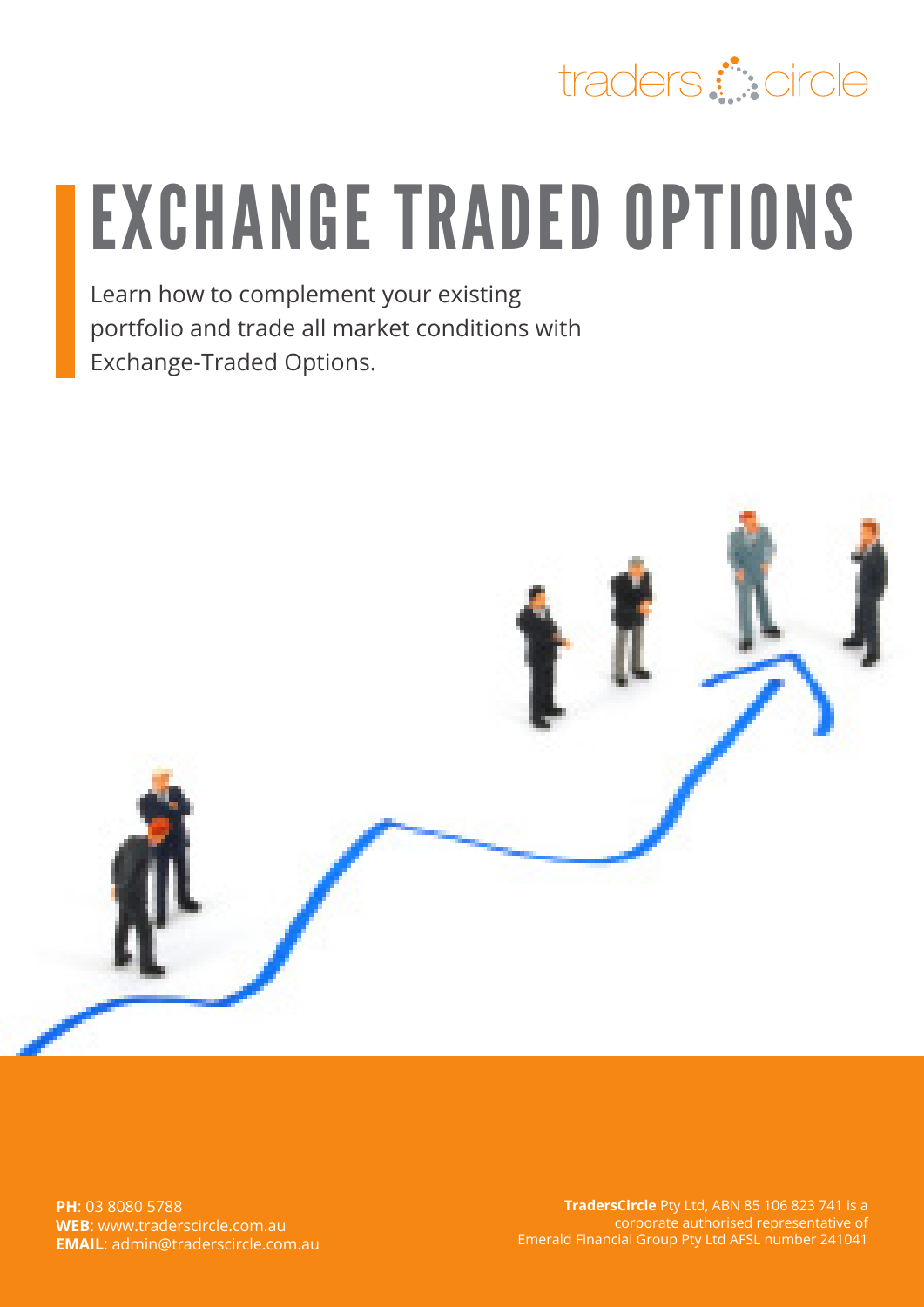traders circle

# EXCHANGE TRADED OPTIONS

Learn how to complement your existing portfolio and trade all market conditions with Exchange-Traded Options.

**PH**: 03 8080 5788
**WEB**: www.traderscircle.com.au
**EMAIL**: admin@traderscircle.com.au

**TradersCircle** Pty Ltd, ABN 85 106 823 741 is a corporate authorised representative of Emerald Financial Group Pty Ltd AFSL number 241041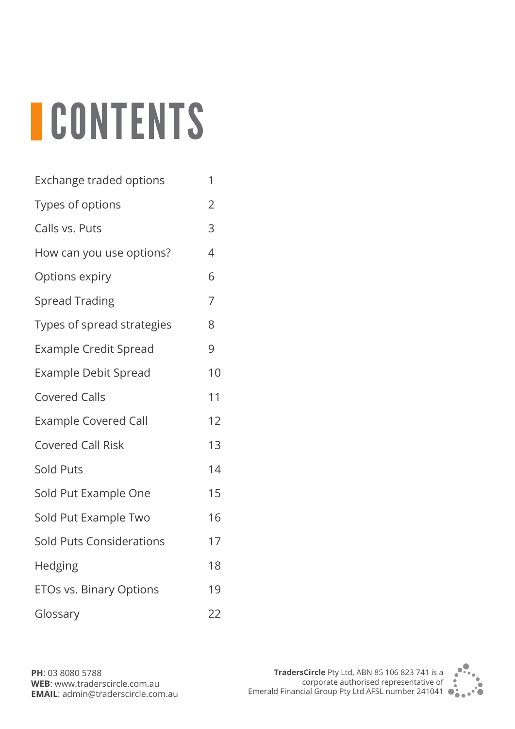# CONTENTS

| | |
|---|---|
| Exchange traded options | 1 |
| Types of options | 2 |
| Calls vs. Puts | 3 |
| How can you use options? | 4 |
| Options expiry | 6 |
| Spread Trading | 7 |
| Types of spread strategies | 8 |
| Example Credit Spread | 9 |
| Example Debit Spread | 10 |
| Covered Calls | 11 |
| Example Covered Call | 12 |
| Covered Call Risk | 13 |
| Sold Puts | 14 |
| Sold Put Example One | 15 |
| Sold Put Example Two | 16 |
| Sold Puts Considerations | 17 |
| Hedging | 18 |
| ETOs vs. Binary Options | 19 |
| Glossary | 22 |

**PH**: 03 8080 5788
**WEB**: www.traderscircle.com.au
**EMAIL**: admin@traderscircle.com.au

**TradersCircle** Pty Ltd, ABN 85 106 823 741 is a corporate authorised representative of Emerald Financial Group Pty Ltd AFSL number 241041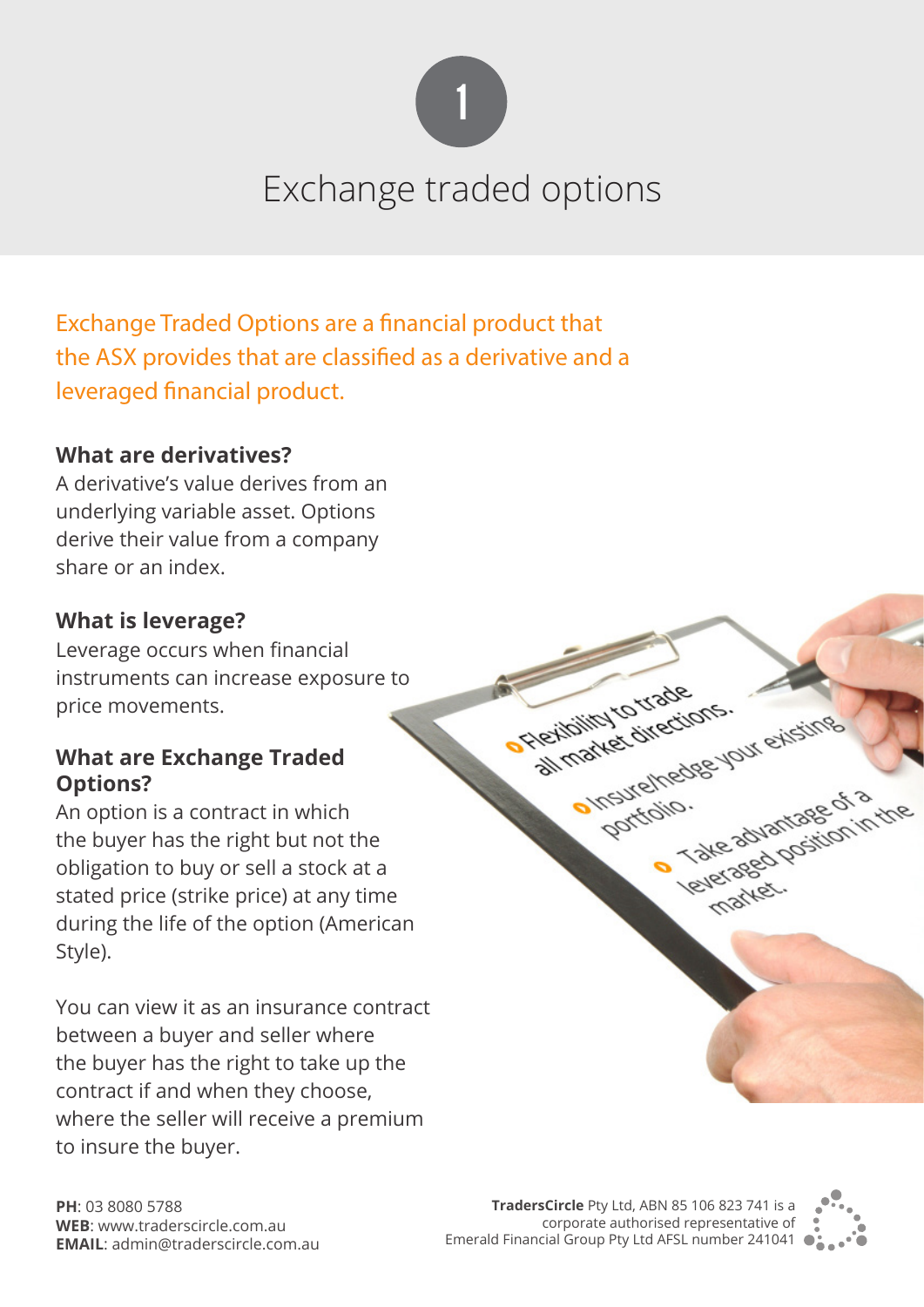# 1 Exchange traded options

Exchange Traded Options are a financial product that the ASX provides that are classified as a derivative and a leveraged financial product.

### What are derivatives?

A derivative's value derives from an underlying variable asset. Options derive their value from a company share or an index.

### What is leverage?

Leverage occurs when financial instruments can increase exposure to price movements.

### What are Exchange Traded Options?

An option is a contract in which the buyer has the right but not the obligation to buy or sell a stock at a stated price (strike price) at any time during the life of the option (American Style).

You can view it as an insurance contract between a buyer and seller where the buyer has the right to take up the contract if and when they choose, where the seller will receive a premium to insure the buyer.

- Flexibility to trade all market directions.
- Insure/hedge your existing portfolio.
- Take advantage of a leveraged position in the market.

**PH**: 03 8080 5788
**WEB**: www.traderscircle.com.au
**EMAIL**: admin@traderscircle.com.au

**TradersCircle** Pty Ltd, ABN 85 106 823 741 is a corporate authorised representative of Emerald Financial Group Pty Ltd AFSL number 241041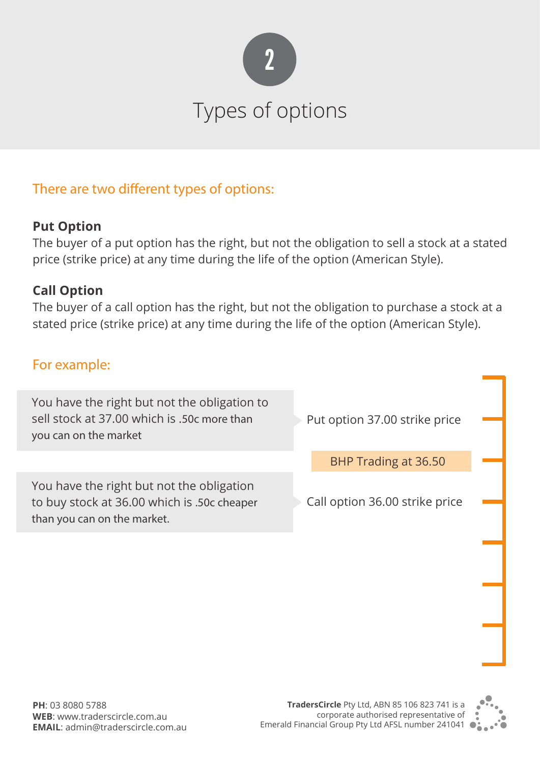# 2

# Types of options

## There are two different types of options:

**Put Option**
The buyer of a put option has the right, but not the obligation to sell a stock at a stated price (strike price) at any time during the life of the option (American Style).

**Call Option**
The buyer of a call option has the right, but not the obligation to purchase a stock at a stated price (strike price) at any time during the life of the option (American Style).

## For example:

You have the right but not the obligation to sell stock at 37.00 which is .50c more than you can on the market

Put option 37.00 strike price

BHP Trading at 36.50

You have the right but not the obligation to buy stock at 36.00 which is .50c cheaper than you can on the market.

Call option 36.00 strike price

**PH**: 03 8080 5788
**WEB**: www.traderscircle.com.au
**EMAIL**: admin@traderscircle.com.au

**TradersCircle** Pty Ltd, ABN 85 106 823 741 is a corporate authorised representative of Emerald Financial Group Pty Ltd AFSL number 241041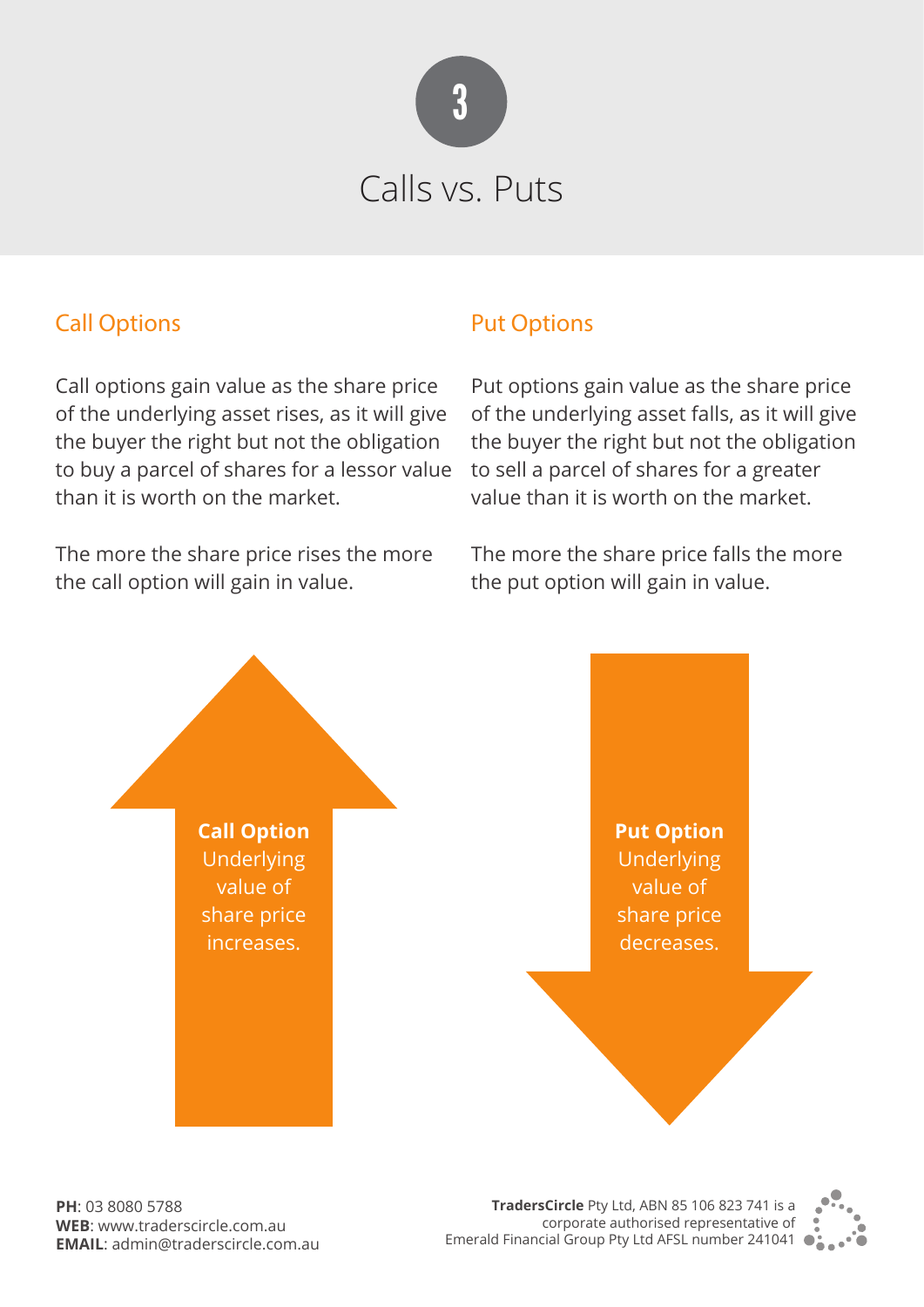3

# Calls vs. Puts

## Call Options

Call options gain value as the share price of the underlying asset rises, as it will give the buyer the right but not the obligation to buy a parcel of shares for a lessor value than it is worth on the market.

The more the share price rises the more the call option will gain in value.

## Put Options

Put options gain value as the share price of the underlying asset falls, as it will give the buyer the right but not the obligation to sell a parcel of shares for a greater value than it is worth on the market.

The more the share price falls the more the put option will gain in value.

**Call Option**
Underlying value of share price increases.

**Put Option**
Underlying value of share price decreases.

**PH**: 03 8080 5788
**WEB**: www.traderscircle.com.au
**EMAIL**: admin@traderscircle.com.au

**TradersCircle** Pty Ltd, ABN 85 106 823 741 is a corporate authorised representative of Emerald Financial Group Pty Ltd AFSL number 241041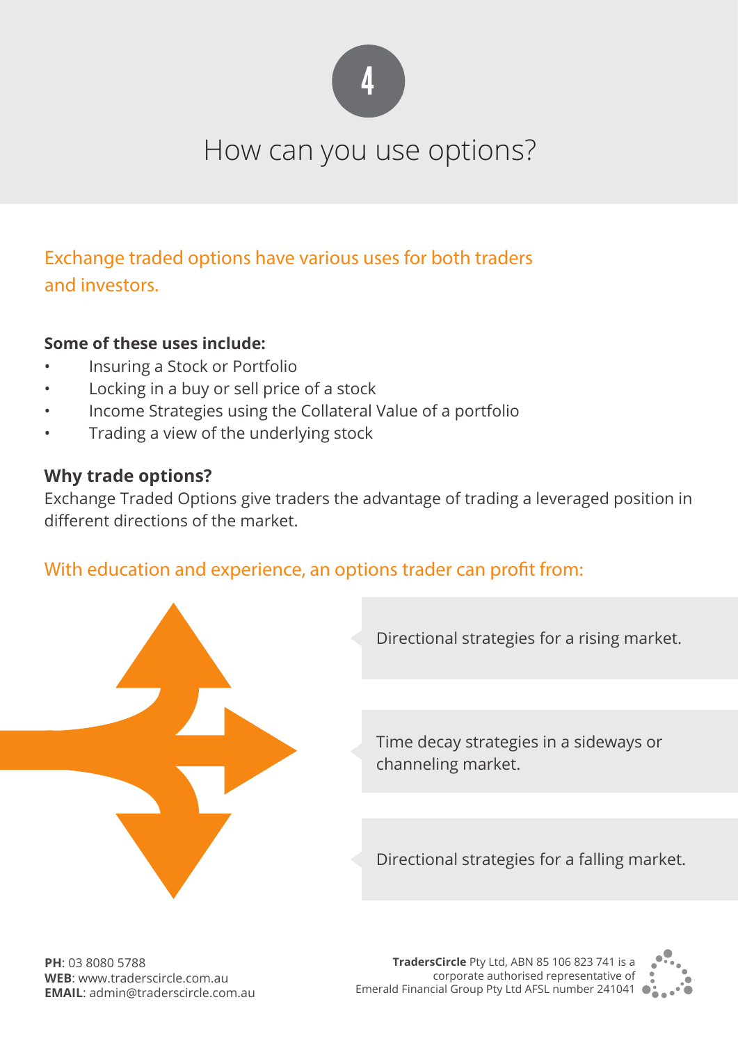4

# How can you use options?

Exchange traded options have various uses for both traders and investors.

**Some of these uses include:**

- Insuring a Stock or Portfolio
- Locking in a buy or sell price of a stock
- Income Strategies using the Collateral Value of a portfolio
- Trading a view of the underlying stock

### Why trade options?

Exchange Traded Options give traders the advantage of trading a leveraged position in different directions of the market.

With education and experience, an options trader can profit from:

Directional strategies for a rising market.

Time decay strategies in a sideways or channeling market.

Directional strategies for a falling market.

**PH**: 03 8080 5788
**WEB**: www.traderscircle.com.au
**EMAIL**: admin@traderscircle.com.au

**TradersCircle** Pty Ltd, ABN 85 106 823 741 is a corporate authorised representative of Emerald Financial Group Pty Ltd AFSL number 241041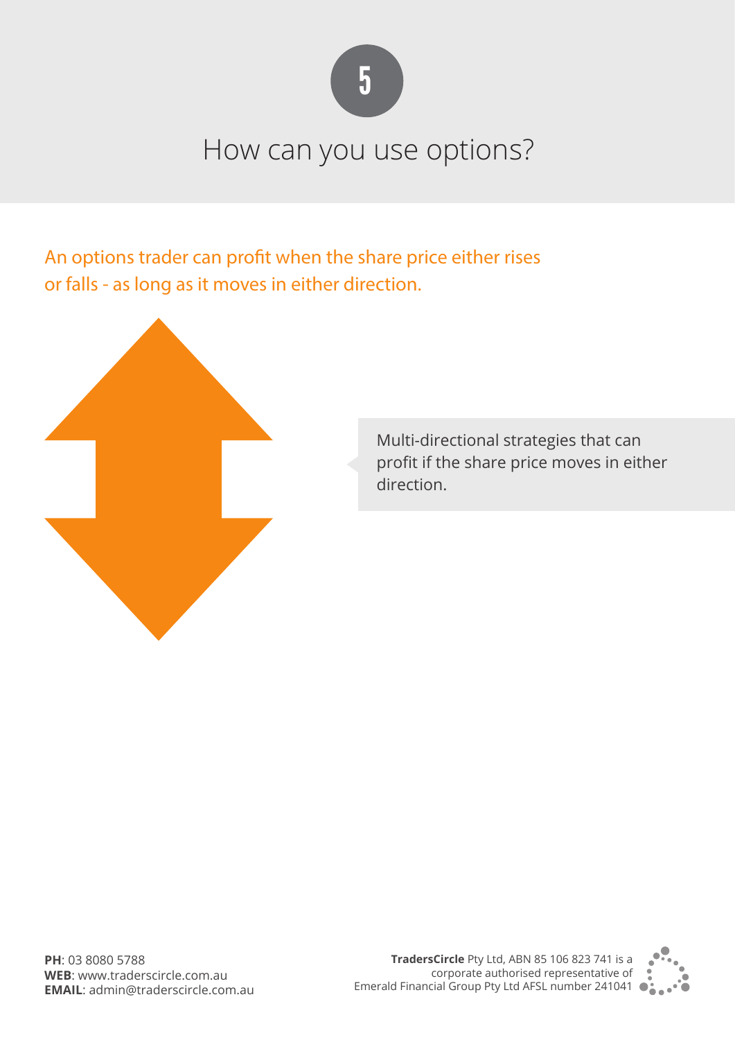5

# How can you use options?

An options trader can profit when the share price either rises or falls - as long as it moves in either direction.

Multi-directional strategies that can profit if the share price moves in either direction.

**PH**: 03 8080 5788
**WEB**: www.traderscircle.com.au
**EMAIL**: admin@traderscircle.com.au

**TradersCircle** Pty Ltd, ABN 85 106 823 741 is a corporate authorised representative of Emerald Financial Group Pty Ltd AFSL number 241041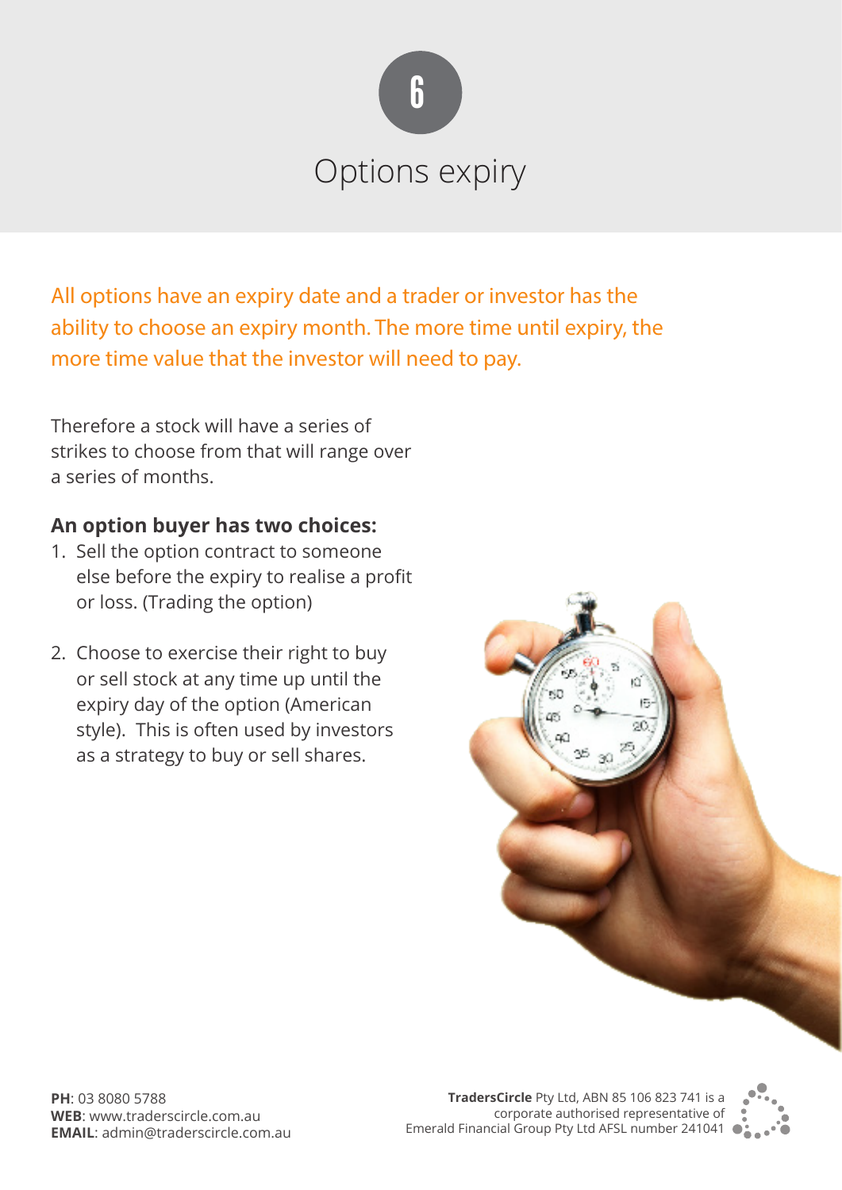# 6

# Options expiry

All options have an expiry date and a trader or investor has the ability to choose an expiry month. The more time until expiry, the more time value that the investor will need to pay.

Therefore a stock will have a series of strikes to choose from that will range over a series of months.

**An option buyer has two choices:**

1. Sell the option contract to someone else before the expiry to realise a profit or loss. (Trading the option)
2. Choose to exercise their right to buy or sell stock at any time up until the expiry day of the option (American style). This is often used by investors as a strategy to buy or sell shares.

**PH**: 03 8080 5788
**WEB**: www.traderscircle.com.au
**EMAIL**: admin@traderscircle.com.au

**TradersCircle** Pty Ltd, ABN 85 106 823 741 is a corporate authorised representative of Emerald Financial Group Pty Ltd AFSL number 241041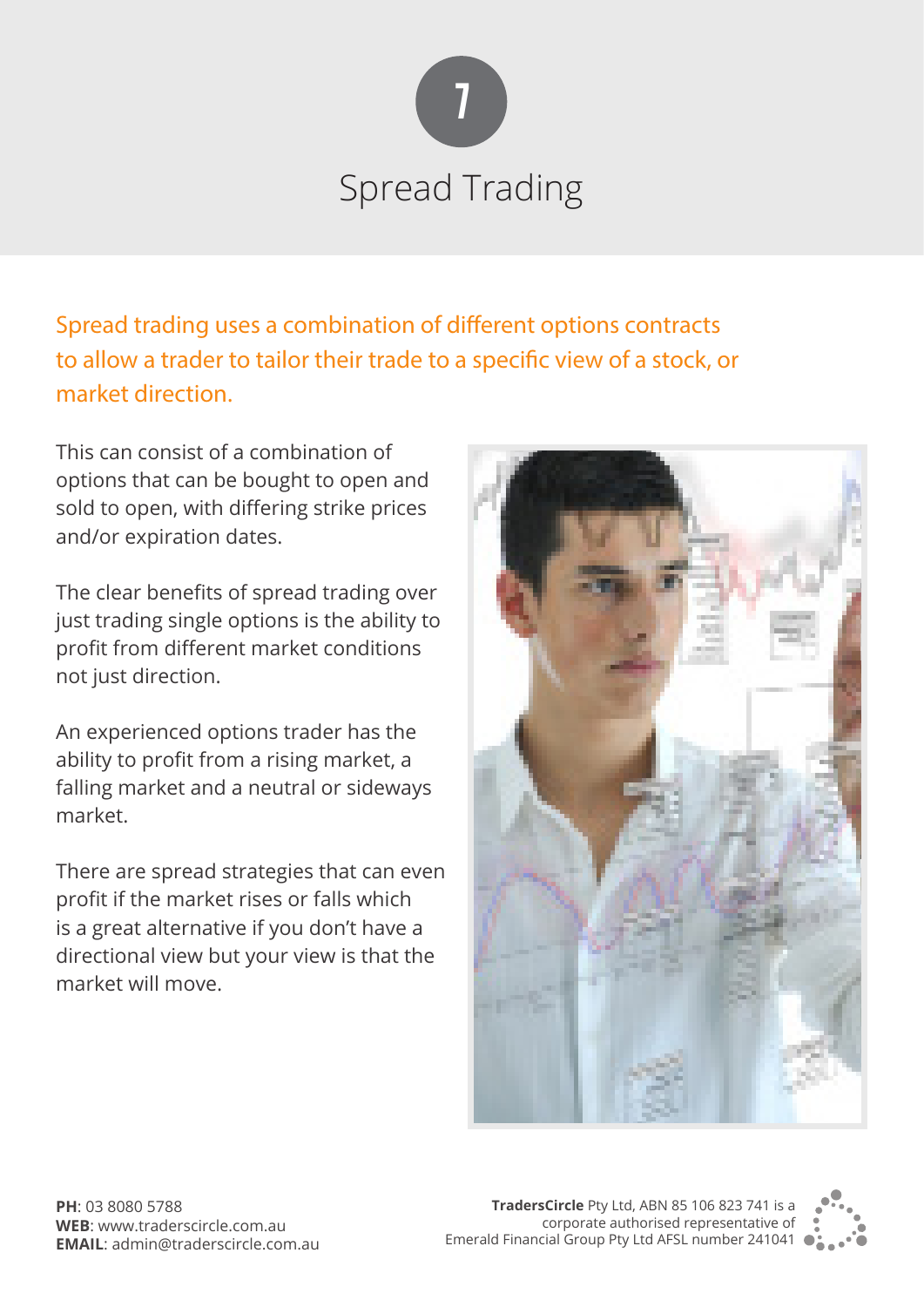7

# Spread Trading

Spread trading uses a combination of different options contracts to allow a trader to tailor their trade to a specific view of a stock, or market direction.

This can consist of a combination of options that can be bought to open and sold to open, with differing strike prices and/or expiration dates.

The clear benefits of spread trading over just trading single options is the ability to profit from different market conditions not just direction.

An experienced options trader has the ability to profit from a rising market, a falling market and a neutral or sideways market.

There are spread strategies that can even profit if the market rises or falls which is a great alternative if you don't have a directional view but your view is that the market will move.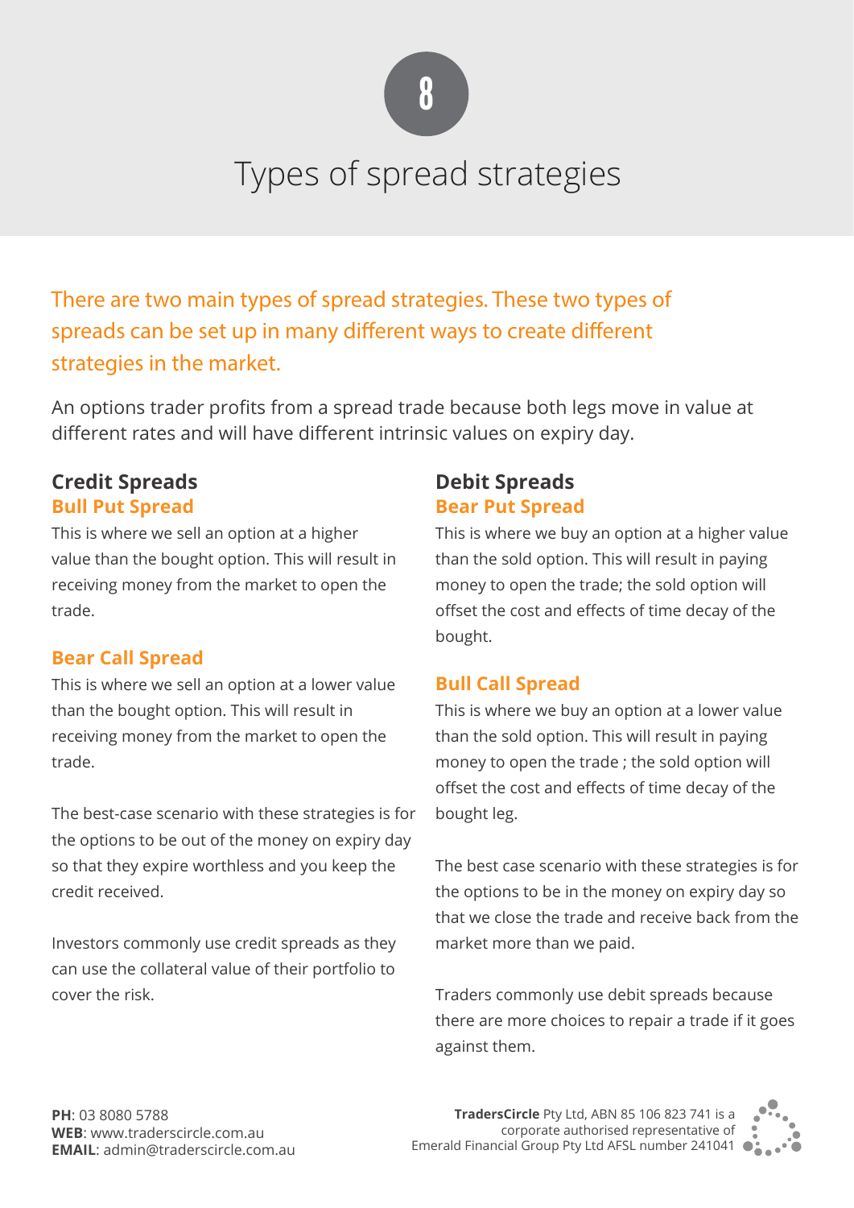# 8

# Types of spread strategies

There are two main types of spread strategies. These two types of spreads can be set up in many different ways to create different strategies in the market.

An options trader profits from a spread trade because both legs move in value at different rates and will have different intrinsic values on expiry day.

## Credit Spreads

### Bull Put Spread

This is where we sell an option at a higher value than the bought option. This will result in receiving money from the market to open the trade.

### Bear Call Spread

This is where we sell an option at a lower value than the bought option. This will result in receiving money from the market to open the trade.

The best-case scenario with these strategies is for the options to be out of the money on expiry day so that they expire worthless and you keep the credit received.

Investors commonly use credit spreads as they can use the collateral value of their portfolio to cover the risk.

## Debit Spreads

### Bear Put Spread

This is where we buy an option at a higher value than the sold option. This will result in paying money to open the trade; the sold option will offset the cost and effects of time decay of the bought.

### Bull Call Spread

This is where we buy an option at a lower value than the sold option. This will result in paying money to open the trade ; the sold option will offset the cost and effects of time decay of the bought leg.

The best case scenario with these strategies is for the options to be in the money on expiry day so that we close the trade and receive back from the market more than we paid.

Traders commonly use debit spreads because there are more choices to repair a trade if it goes against them.

**PH**: 03 8080 5788
**WEB**: www.traderscircle.com.au
**EMAIL**: admin@traderscircle.com.au

**TradersCircle** Pty Ltd, ABN 85 106 823 741 is a corporate authorised representative of Emerald Financial Group Pty Ltd AFSL number 241041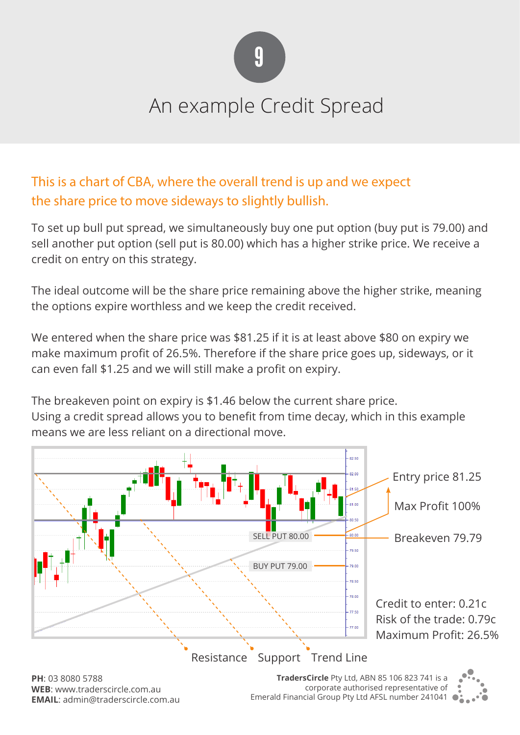# 9

# An example Credit Spread

This is a chart of CBA, where the overall trend is up and we expect the share price to move sideways to slightly bullish.

To set up bull put spread, we simultaneously buy one put option (buy put is 79.00) and sell another put option (sell put is 80.00) which has a higher strike price. We receive a credit on entry on this strategy.

The ideal outcome will be the share price remaining above the higher strike, meaning the options expire worthless and we keep the credit received.

We entered when the share price was $81.25 if it is at least above $80 on expiry we make maximum profit of 26.5%. Therefore if the share price goes up, sideways, or it can even fall $1.25 and we will still make a profit on expiry.

The breakeven point on expiry is $1.46 below the current share price. Using a credit spread allows you to benefit from time decay, which in this example means we are less reliant on a directional move.

82.50
82.00
81.50
81.00
80.50
80.00
79.50
79.00
78.50
78.00
77.50
77.00

SELL PUT 80.00

BUY PUT 79.00

Entry price 81.25

Max Profit 100%

Breakeven 79.79

Credit to enter: 0.21c

Risk of the trade: 0.79c

Maximum Profit: 26.5%

Resistance

Support

Trend Line

**PH**: 03 8080 5788
**WEB**: www.traderscircle.com.au
**EMAIL**: admin@traderscircle.com.au

**TradersCircle** Pty Ltd, ABN 85 106 823 741 is a corporate authorised representative of Emerald Financial Group Pty Ltd AFSL number 241041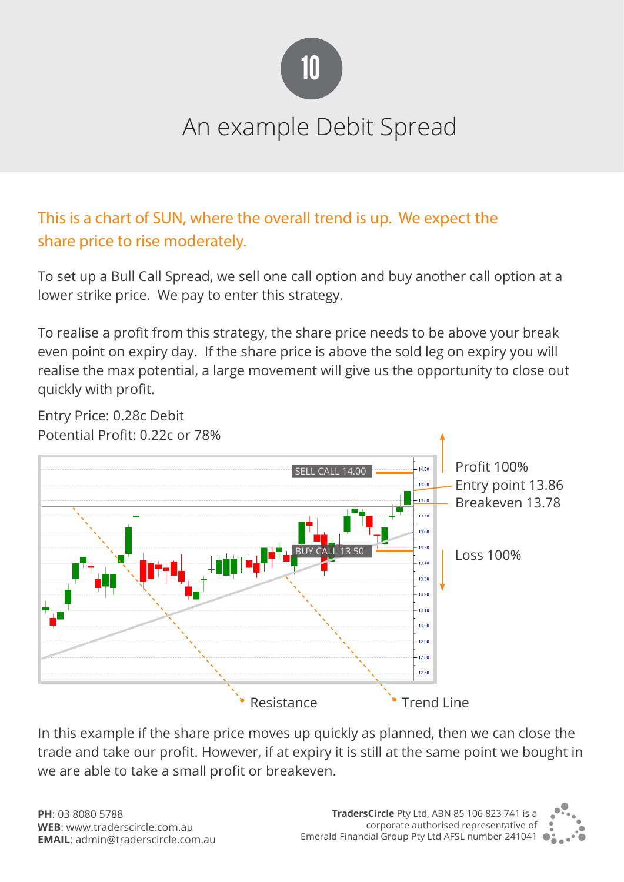# 10

## An example Debit Spread

This is a chart of SUN, where the overall trend is up. We expect the share price to rise moderately.

To set up a Bull Call Spread, we sell one call option and buy another call option at a lower strike price. We pay to enter this strategy.

To realise a profit from this strategy, the share price needs to be above your break even point on expiry day. If the share price is above the sold leg on expiry you will realise the max potential, a large movement will give us the opportunity to close out quickly with profit.

Entry Price: 0.28c Debit
Potential Profit: 0.22c or 78%

SELL CALL 14.00

BUY CALL 13.50

14.00
13.90
13.80
13.70
13.60
13.50
13.40
13.30
13.20
13.10
13.00
12.90
12.80
12.70

Profit 100%
Entry point 13.86
Breakeven 13.78

Loss 100%

Resistance

Trend Line

In this example if the share price moves up quickly as planned, then we can close the trade and take our profit. However, if at expiry it is still at the same point we bought in we are able to take a small profit or breakeven.

**PH**: 03 8080 5788
**WEB**: www.traderscircle.com.au
**EMAIL**: admin@traderscircle.com.au

**TradersCircle** Pty Ltd, ABN 85 106 823 741 is a corporate authorised representative of Emerald Financial Group Pty Ltd AFSL number 241041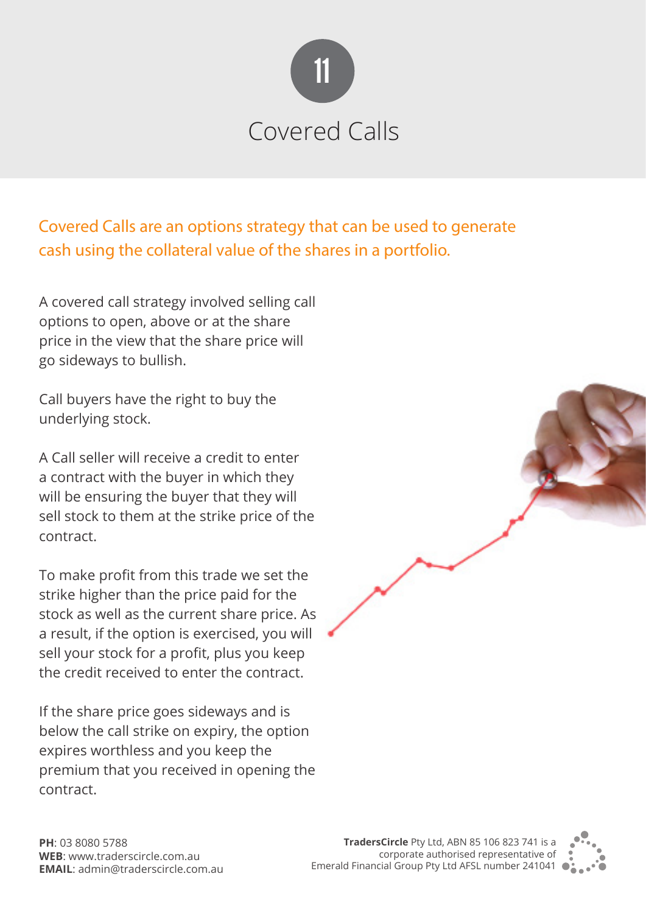11

# Covered Calls

**Covered Calls are an options strategy that can be used to generate cash using the collateral value of the shares in a portfolio.**

A covered call strategy involved selling call options to open, above or at the share price in the view that the share price will go sideways to bullish.

Call buyers have the right to buy the underlying stock.

A Call seller will receive a credit to enter a contract with the buyer in which they will be ensuring the buyer that they will sell stock to them at the strike price of the contract.

To make profit from this trade we set the strike higher than the price paid for the stock as well as the current share price. As a result, if the option is exercised, you will sell your stock for a profit, plus you keep the credit received to enter the contract.

If the share price goes sideways and is below the call strike on expiry, the option expires worthless and you keep the premium that you received in opening the contract.

**PH**: 03 8080 5788
**WEB**: www.traderscircle.com.au
**EMAIL**: admin@traderscircle.com.au

**TradersCircle** Pty Ltd, ABN 85 106 823 741 is a corporate authorised representative of Emerald Financial Group Pty Ltd AFSL number 241041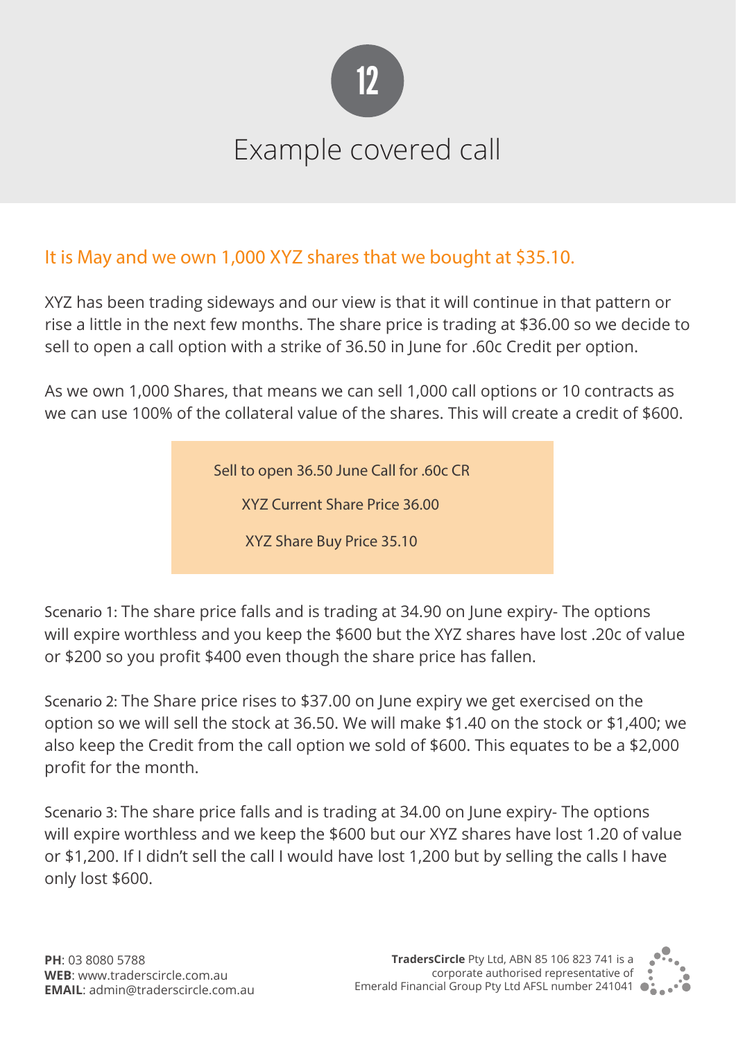# 12

# Example covered call

## It is May and we own 1,000 XYZ shares that we bought at $35.10.

XYZ has been trading sideways and our view is that it will continue in that pattern or rise a little in the next few months. The share price is trading at $36.00 so we decide to sell to open a call option with a strike of 36.50 in June for .60c Credit per option.

As we own 1,000 Shares, that means we can sell 1,000 call options or 10 contracts as we can use 100% of the collateral value of the shares. This will create a credit of $600.

Sell to open 36.50 June Call for .60c CR

XYZ Current Share Price 36.00

XYZ Share Buy Price 35.10

Scenario 1: The share price falls and is trading at 34.90 on June expiry- The options will expire worthless and you keep the $600 but the XYZ shares have lost .20c of value or $200 so you profit $400 even though the share price has fallen.

Scenario 2: The Share price rises to $37.00 on June expiry we get exercised on the option so we will sell the stock at 36.50. We will make $1.40 on the stock or $1,400; we also keep the Credit from the call option we sold of $600. This equates to be a $2,000 profit for the month.

Scenario 3: The share price falls and is trading at 34.00 on June expiry- The options will expire worthless and we keep the $600 but our XYZ shares have lost 1.20 of value or $1,200. If I didn't sell the call I would have lost 1,200 but by selling the calls I have only lost $600.

**PH**: 03 8080 5788
**WEB**: www.traderscircle.com.au
**EMAIL**: admin@traderscircle.com.au

**TradersCircle** Pty Ltd, ABN 85 106 823 741 is a corporate authorised representative of Emerald Financial Group Pty Ltd AFSL number 241041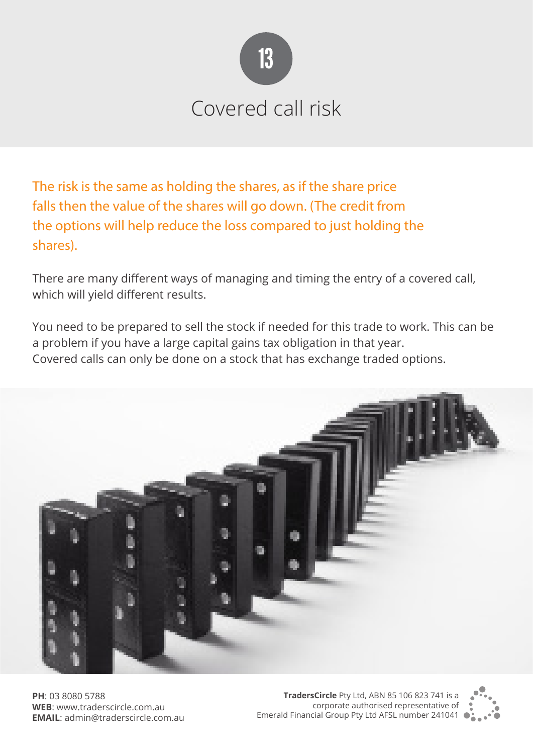13

# Covered call risk

The risk is the same as holding the shares, as if the share price falls then the value of the shares will go down. (The credit from the options will help reduce the loss compared to just holding the shares).

There are many different ways of managing and timing the entry of a covered call, which will yield different results.

You need to be prepared to sell the stock if needed for this trade to work. This can be a problem if you have a large capital gains tax obligation in that year.
Covered calls can only be done on a stock that has exchange traded options.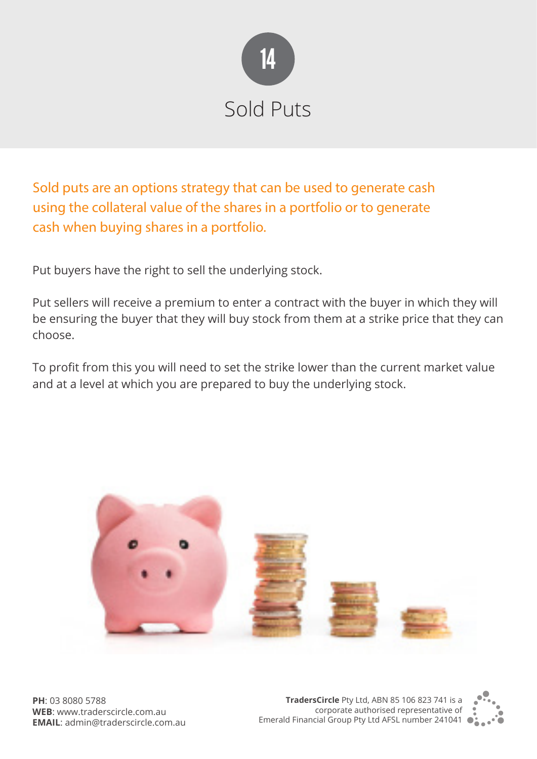# 14 Sold Puts

Sold puts are an options strategy that can be used to generate cash using the collateral value of the shares in a portfolio or to generate cash when buying shares in a portfolio.

Put buyers have the right to sell the underlying stock.

Put sellers will receive a premium to enter a contract with the buyer in which they will be ensuring the buyer that they will buy stock from them at a strike price that they can choose.

To profit from this you will need to set the strike lower than the current market value and at a level at which you are prepared to buy the underlying stock.

**PH**: 03 8080 5788
**WEB**: www.traderscircle.com.au
**EMAIL**: admin@traderscircle.com.au

**TradersCircle** Pty Ltd, ABN 85 106 823 741 is a corporate authorised representative of Emerald Financial Group Pty Ltd AFSL number 241041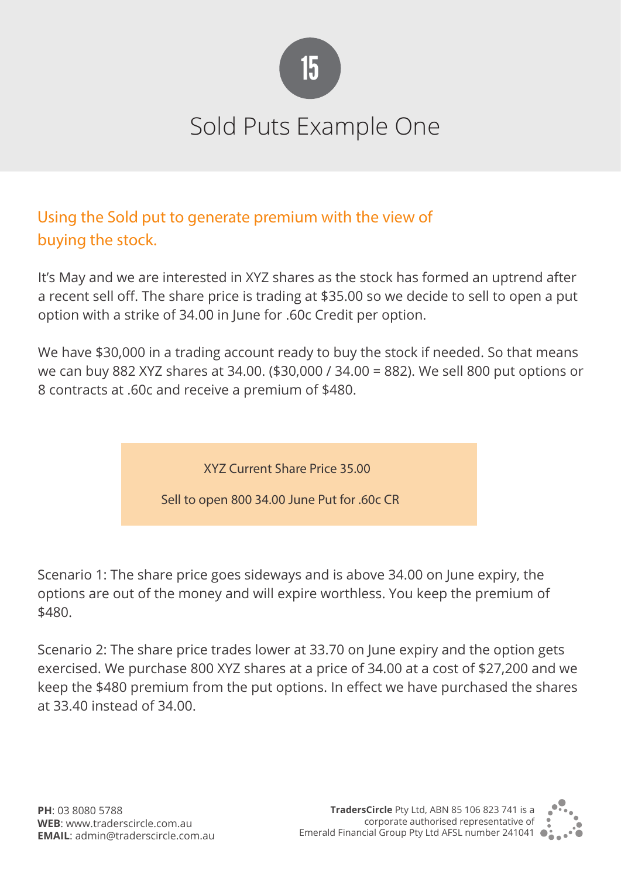15

# Sold Puts Example One

## Using the Sold put to generate premium with the view of buying the stock.

It's May and we are interested in XYZ shares as the stock has formed an uptrend after a recent sell off. The share price is trading at $35.00 so we decide to sell to open a put option with a strike of 34.00 in June for .60c Credit per option.

We have $30,000 in a trading account ready to buy the stock if needed. So that means we can buy 882 XYZ shares at 34.00. ($30,000 / 34.00 = 882). We sell 800 put options or 8 contracts at .60c and receive a premium of $480.

XYZ Current Share Price 35.00

Sell to open 800 34.00 June Put for .60c CR

Scenario 1: The share price goes sideways and is above 34.00 on June expiry, the options are out of the money and will expire worthless. You keep the premium of $480.

Scenario 2: The share price trades lower at 33.70 on June expiry and the option gets exercised. We purchase 800 XYZ shares at a price of 34.00 at a cost of $27,200 and we keep the $480 premium from the put options. In effect we have purchased the shares at 33.40 instead of 34.00.

**PH**: 03 8080 5788
**WEB**: www.traderscircle.com.au
**EMAIL**: admin@traderscircle.com.au

**TradersCircle** Pty Ltd, ABN 85 106 823 741 is a corporate authorised representative of Emerald Financial Group Pty Ltd AFSL number 241041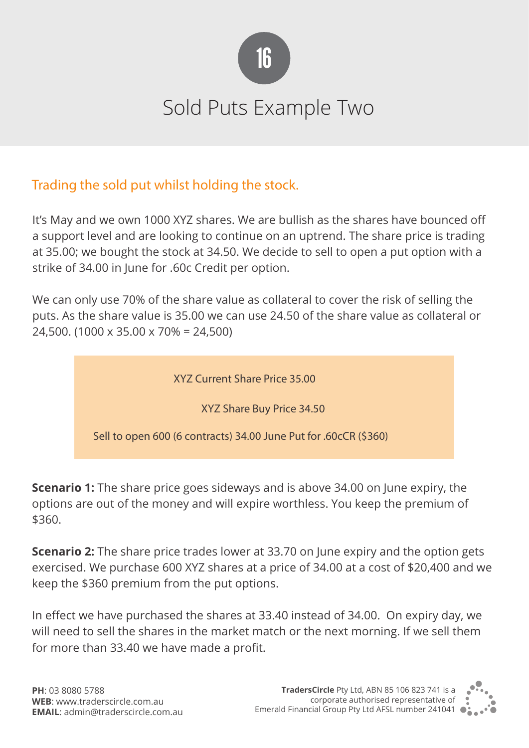16

# Sold Puts Example Two

## Trading the sold put whilst holding the stock.

It's May and we own 1000 XYZ shares. We are bullish as the shares have bounced off a support level and are looking to continue on an uptrend. The share price is trading at 35.00; we bought the stock at 34.50. We decide to sell to open a put option with a strike of 34.00 in June for .60c Credit per option.

We can only use 70% of the share value as collateral to cover the risk of selling the puts. As the share value is 35.00 we can use 24.50 of the share value as collateral or 24,500. (1000 x 35.00 x 70% = 24,500)

XYZ Current Share Price 35.00

XYZ Share Buy Price 34.50

Sell to open 600 (6 contracts) 34.00 June Put for .60cCR ($360)

**Scenario 1:** The share price goes sideways and is above 34.00 on June expiry, the options are out of the money and will expire worthless. You keep the premium of $360.

**Scenario 2:** The share price trades lower at 33.70 on June expiry and the option gets exercised. We purchase 600 XYZ shares at a price of 34.00 at a cost of $20,400 and we keep the $360 premium from the put options.

In effect we have purchased the shares at 33.40 instead of 34.00. On expiry day, we will need to sell the shares in the market match or the next morning. If we sell them for more than 33.40 we have made a profit.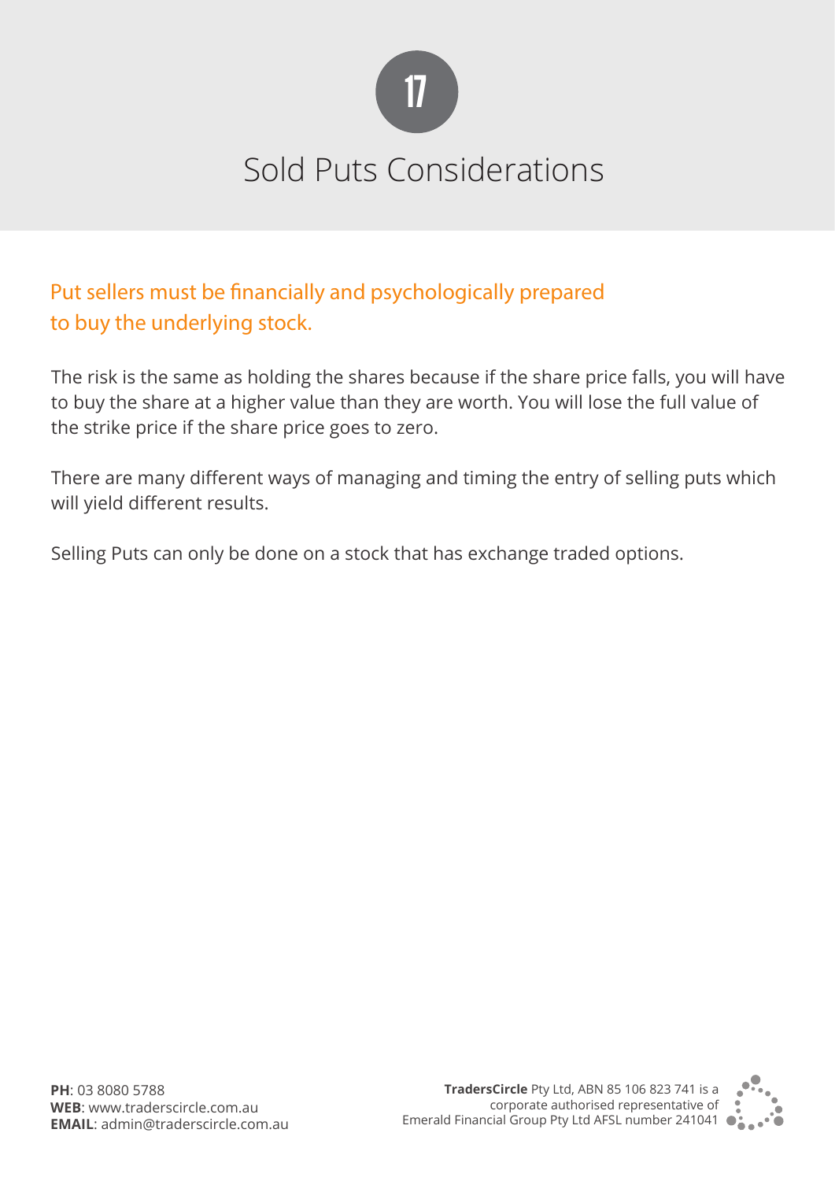# 17

# Sold Puts Considerations

## Put sellers must be financially and psychologically prepared to buy the underlying stock.

The risk is the same as holding the shares because if the share price falls, you will have to buy the share at a higher value than they are worth. You will lose the full value of the strike price if the share price goes to zero.

There are many different ways of managing and timing the entry of selling puts which will yield different results.

Selling Puts can only be done on a stock that has exchange traded options.

**PH**: 03 8080 5788
**WEB**: www.traderscircle.com.au
**EMAIL**: admin@traderscircle.com.au

**TradersCircle** Pty Ltd, ABN 85 106 823 741 is a corporate authorised representative of Emerald Financial Group Pty Ltd AFSL number 241041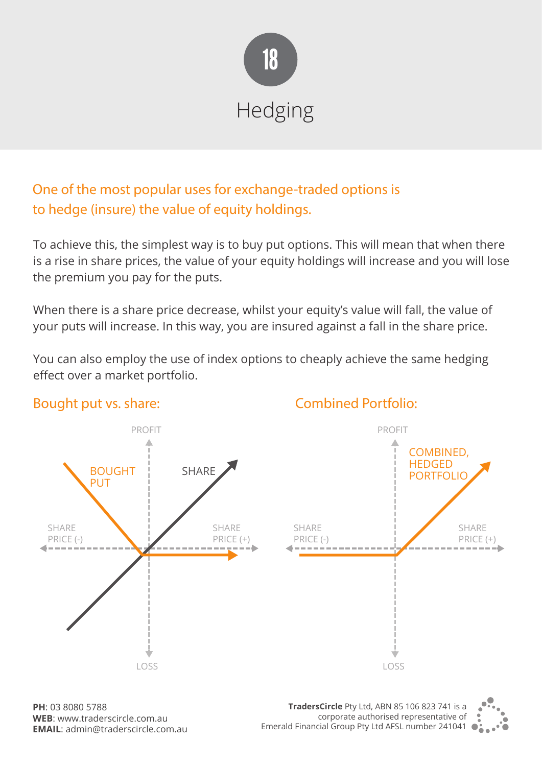# 18 Hedging

One of the most popular uses for exchange-traded options is to hedge (insure) the value of equity holdings.

To achieve this, the simplest way is to buy put options. This will mean that when there is a rise in share prices, the value of your equity holdings will increase and you will lose the premium you pay for the puts.

When there is a share price decrease, whilst your equity's value will fall, the value of your puts will increase. In this way, you are insured against a fall in the share price.

You can also employ the use of index options to cheaply achieve the same hedging effect over a market portfolio.

## Bought put vs. share:

PROFIT

BOUGHT PUT

SHARE

SHARE PRICE (-)

SHARE PRICE (+)

LOSS

## Combined Portfolio:

PROFIT

COMBINED, HEDGED PORTFOLIO

SHARE PRICE (-)

SHARE PRICE (+)

LOSS

**PH**: 03 8080 5788
**WEB**: www.traderscircle.com.au
**EMAIL**: admin@traderscircle.com.au

**TradersCircle** Pty Ltd, ABN 85 106 823 741 is a corporate authorised representative of Emerald Financial Group Pty Ltd AFSL number 241041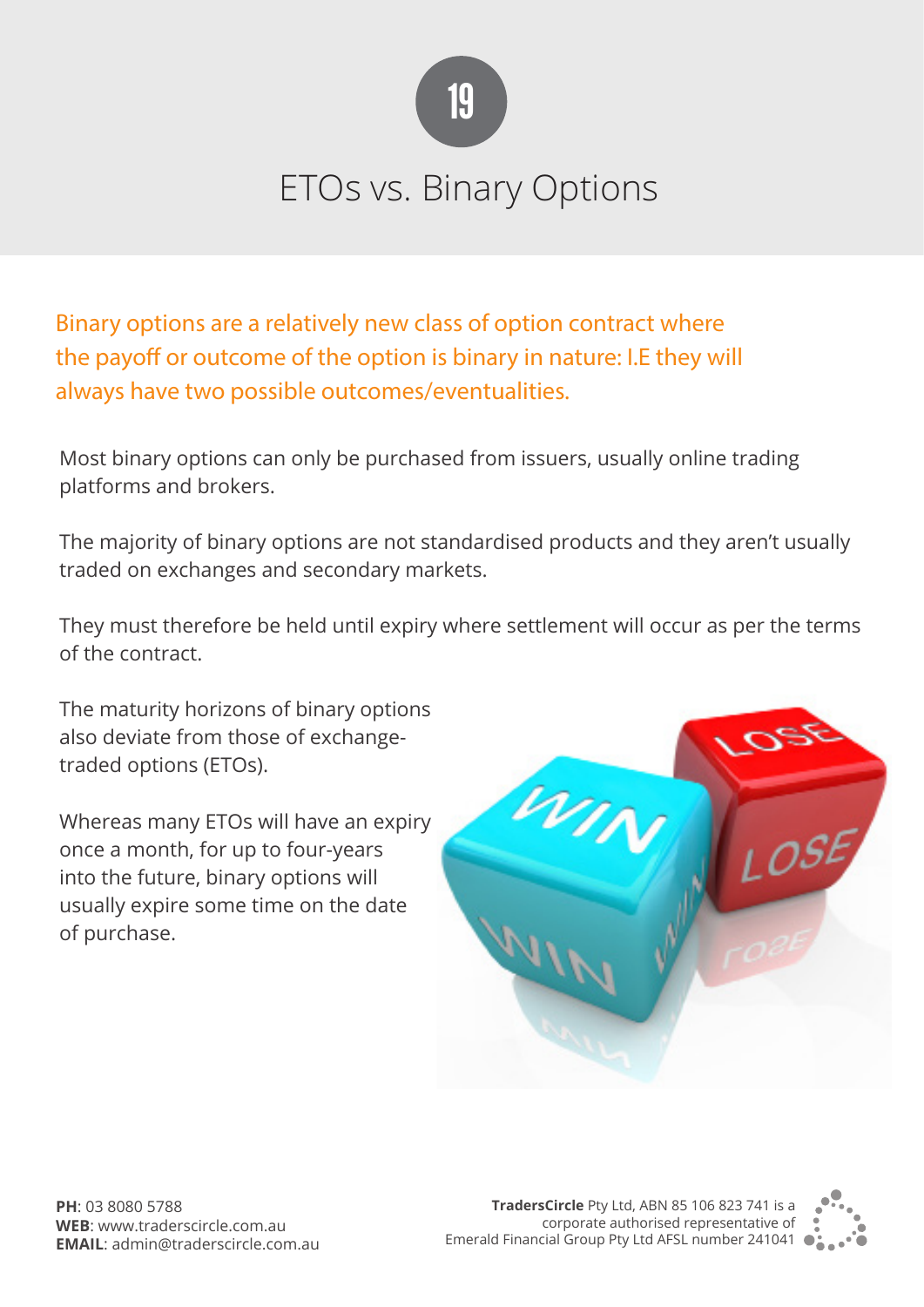19

# ETOs vs. Binary Options

Binary options are a relatively new class of option contract where the payoff or outcome of the option is binary in nature: I.E they will always have two possible outcomes/eventualities.

Most binary options can only be purchased from issuers, usually online trading platforms and brokers.

The majority of binary options are not standardised products and they aren't usually traded on exchanges and secondary markets.

They must therefore be held until expiry where settlement will occur as per the terms of the contract.

The maturity horizons of binary options also deviate from those of exchange-traded options (ETOs).

Whereas many ETOs will have an expiry once a month, for up to four-years into the future, binary options will usually expire some time on the date of purchase.

**PH**: 03 8080 5788
**WEB**: www.traderscircle.com.au
**EMAIL**: admin@traderscircle.com.au

**TradersCircle** Pty Ltd, ABN 85 106 823 741 is a corporate authorised representative of Emerald Financial Group Pty Ltd AFSL number 241041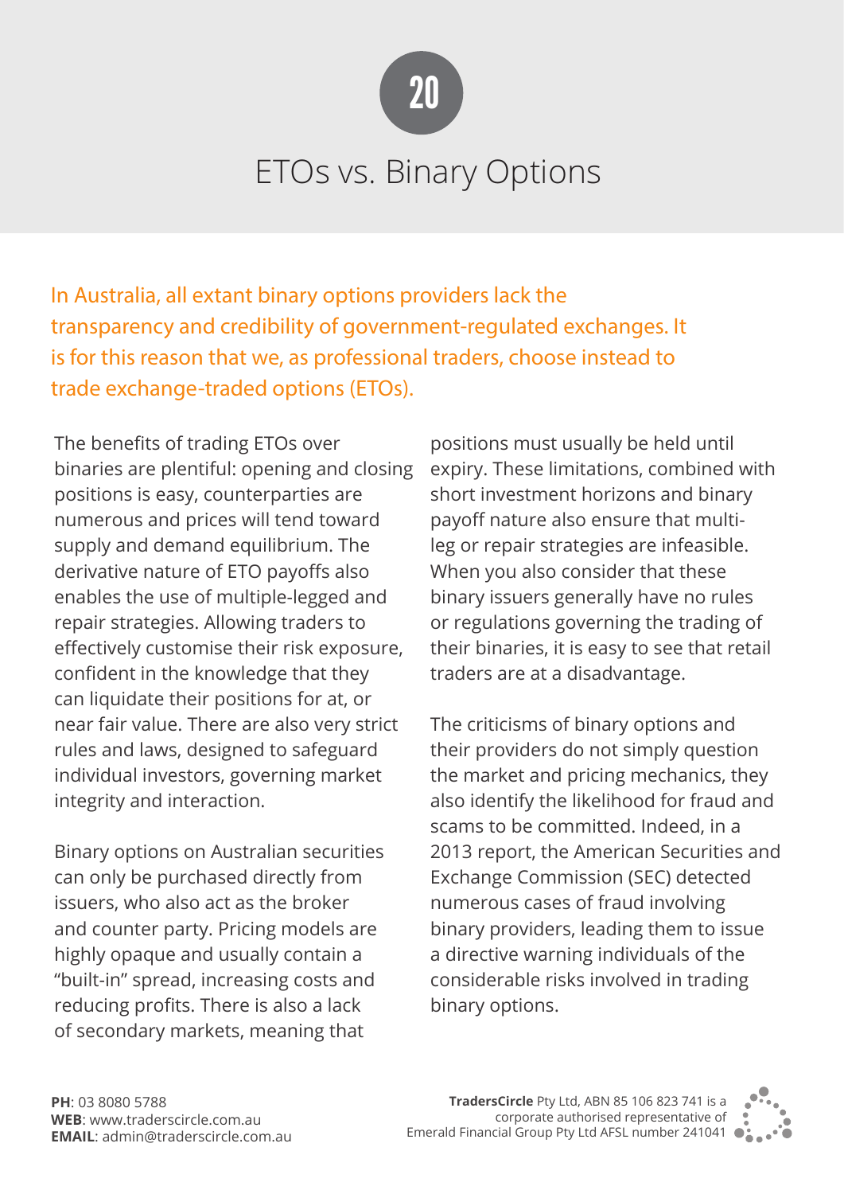# 20

# ETOs vs. Binary Options

In Australia, all extant binary options providers lack the transparency and credibility of government-regulated exchanges. It is for this reason that we, as professional traders, choose instead to trade exchange-traded options (ETOs).

The benefits of trading ETOs over binaries are plentiful: opening and closing positions is easy, counterparties are numerous and prices will tend toward supply and demand equilibrium. The derivative nature of ETO payoffs also enables the use of multiple-legged and repair strategies. Allowing traders to effectively customise their risk exposure, confident in the knowledge that they can liquidate their positions for at, or near fair value. There are also very strict rules and laws, designed to safeguard individual investors, governing market integrity and interaction.

Binary options on Australian securities can only be purchased directly from issuers, who also act as the broker and counter party. Pricing models are highly opaque and usually contain a "built-in" spread, increasing costs and reducing profits. There is also a lack of secondary markets, meaning that positions must usually be held until expiry. These limitations, combined with short investment horizons and binary payoff nature also ensure that multi-leg or repair strategies are infeasible. When you also consider that these binary issuers generally have no rules or regulations governing the trading of their binaries, it is easy to see that retail traders are at a disadvantage.

The criticisms of binary options and their providers do not simply question the market and pricing mechanics, they also identify the likelihood for fraud and scams to be committed. Indeed, in a 2013 report, the American Securities and Exchange Commission (SEC) detected numerous cases of fraud involving binary providers, leading them to issue a directive warning individuals of the considerable risks involved in trading binary options.

**PH**: 03 8080 5788
**WEB**: www.traderscircle.com.au
**EMAIL**: admin@traderscircle.com.au

**TradersCircle** Pty Ltd, ABN 85 106 823 741 is a corporate authorised representative of Emerald Financial Group Pty Ltd AFSL number 241041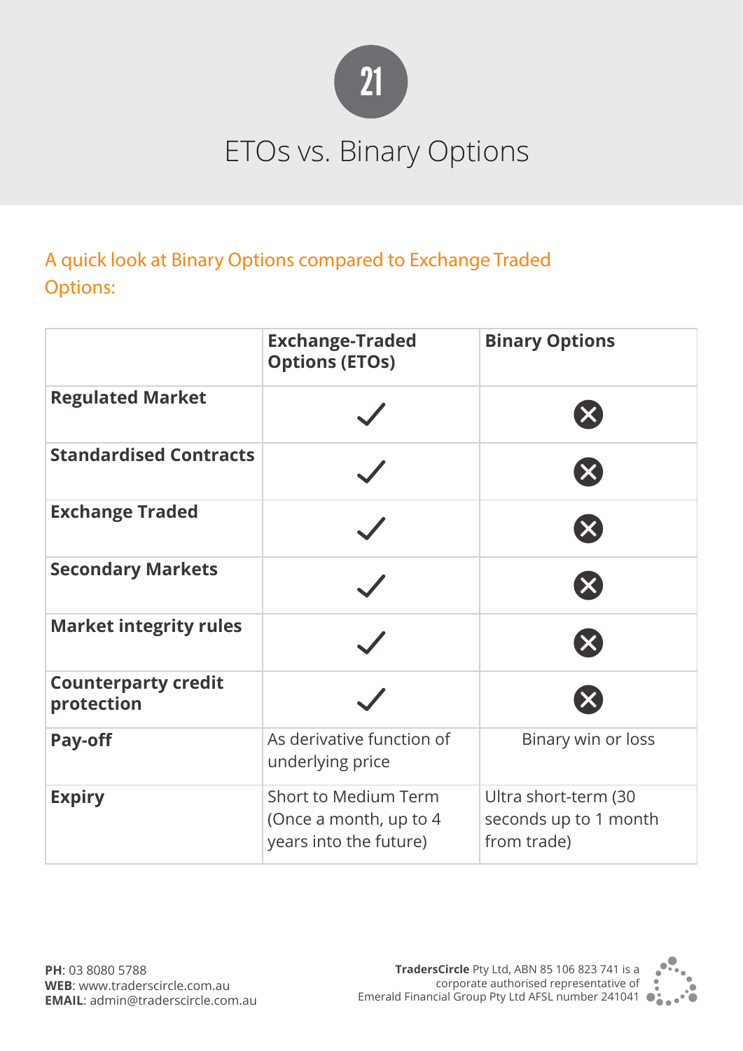# ETOs vs. Binary Options

A quick look at Binary Options compared to Exchange Traded Options:

| | Exchange-Traded Options (ETOs) | Binary Options |
|---|---|---|
| **Regulated Market** | ✓ | ✗ |
| **Standardised Contracts** | ✓ | ✗ |
| **Exchange Traded** | ✓ | ✗ |
| **Secondary Markets** | ✓ | ✗ |
| **Market integrity rules** | ✓ | ✗ |
| **Counterparty credit protection** | ✓ | ✗ |
| **Pay-off** | As derivative function of underlying price | Binary win or loss |
| **Expiry** | Short to Medium Term (Once a month, up to 4 years into the future) | Ultra short-term (30 seconds up to 1 month from trade) |

**PH**: 03 8080 5788
**WEB**: www.traderscircle.com.au
**EMAIL**: admin@traderscircle.com.au

**TradersCircle** Pty Ltd, ABN 85 106 823 741 is a corporate authorised representative of Emerald Financial Group Pty Ltd AFSL number 241041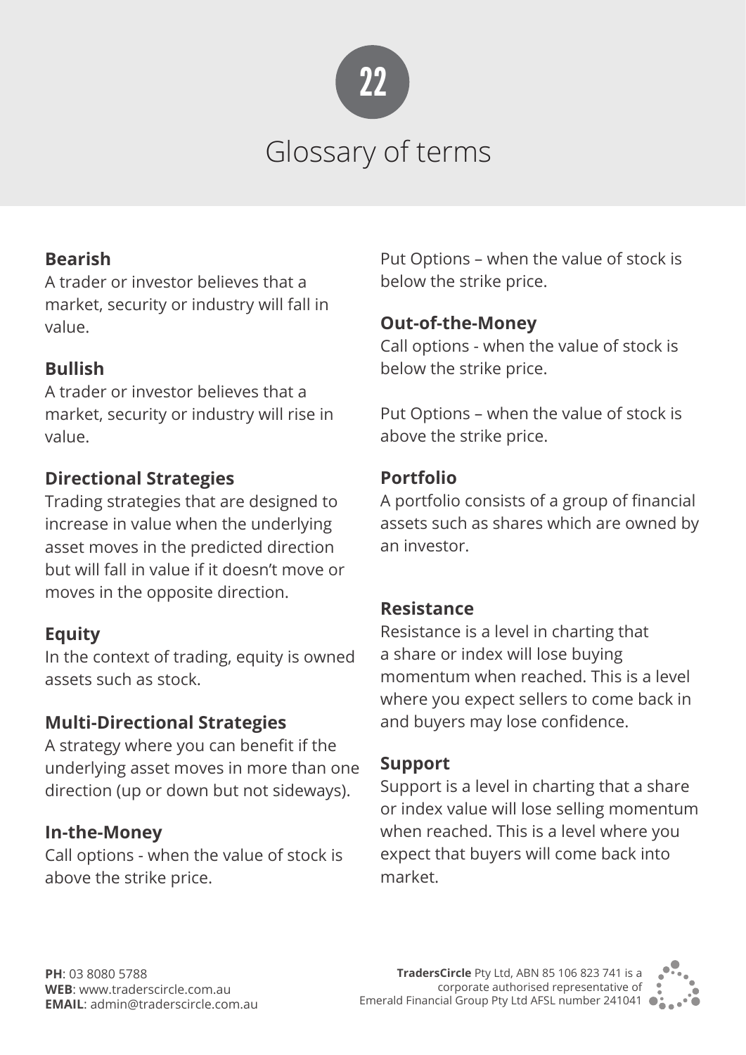# 22

## Glossary of terms

**Bearish**
A trader or investor believes that a market, security or industry will fall in value.

**Bullish**
A trader or investor believes that a market, security or industry will rise in value.

**Directional Strategies**
Trading strategies that are designed to increase in value when the underlying asset moves in the predicted direction but will fall in value if it doesn't move or moves in the opposite direction.

**Equity**
In the context of trading, equity is owned assets such as stock.

**Multi-Directional Strategies**
A strategy where you can benefit if the underlying asset moves in more than one direction (up or down but not sideways).

**In-the-Money**
Call options - when the value of stock is above the strike price.

Put Options – when the value of stock is below the strike price.

**Out-of-the-Money**
Call options - when the value of stock is below the strike price.

Put Options – when the value of stock is above the strike price.

**Portfolio**
A portfolio consists of a group of financial assets such as shares which are owned by an investor.

**Resistance**
Resistance is a level in charting that a share or index will lose buying momentum when reached. This is a level where you expect sellers to come back in and buyers may lose confidence.

**Support**
Support is a level in charting that a share or index value will lose selling momentum when reached. This is a level where you expect that buyers will come back into market.

**PH**: 03 8080 5788
**WEB**: www.traderscircle.com.au
**EMAIL**: admin@traderscircle.com.au

**TradersCircle** Pty Ltd, ABN 85 106 823 741 is a corporate authorised representative of Emerald Financial Group Pty Ltd AFSL number 241041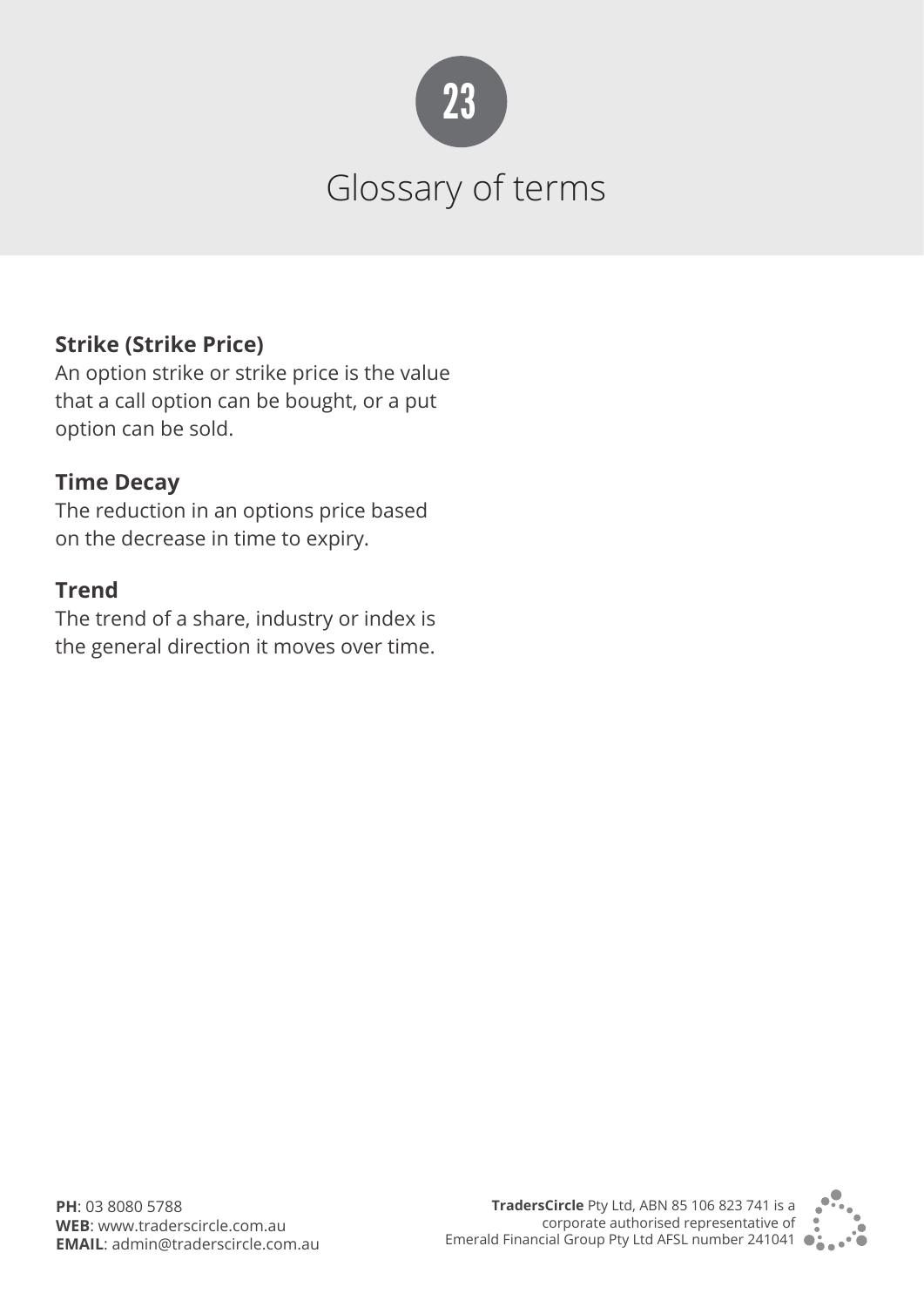# 23

## Glossary of terms

**Strike (Strike Price)**
An option strike or strike price is the value that a call option can be bought, or a put option can be sold.

**Time Decay**
The reduction in an options price based on the decrease in time to expiry.

**Trend**
The trend of a share, industry or index is the general direction it moves over time.

**PH**: 03 8080 5788
**WEB**: www.traderscircle.com.au
**EMAIL**: admin@traderscircle.com.au

**TradersCircle** Pty Ltd, ABN 85 106 823 741 is a corporate authorised representative of Emerald Financial Group Pty Ltd AFSL number 241041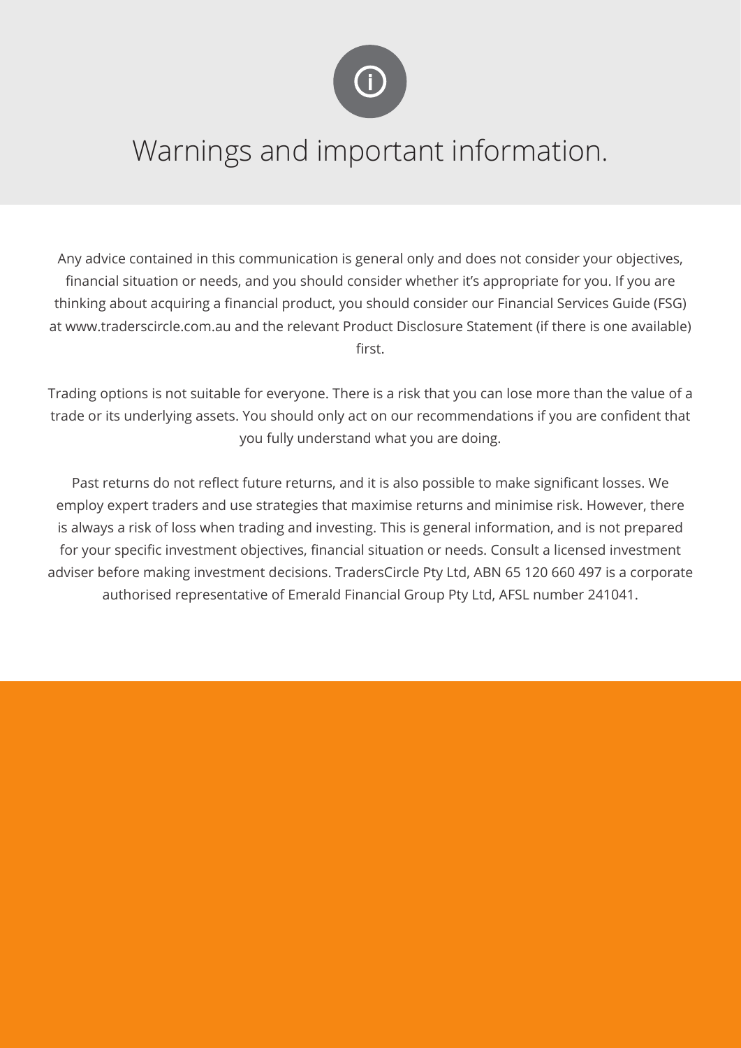# Warnings and important information.

Any advice contained in this communication is general only and does not consider your objectives, financial situation or needs, and you should consider whether it's appropriate for you. If you are thinking about acquiring a financial product, you should consider our Financial Services Guide (FSG) at www.traderscircle.com.au and the relevant Product Disclosure Statement (if there is one available) first.

Trading options is not suitable for everyone. There is a risk that you can lose more than the value of a trade or its underlying assets. You should only act on our recommendations if you are confident that you fully understand what you are doing.

Past returns do not reflect future returns, and it is also possible to make significant losses. We employ expert traders and use strategies that maximise returns and minimise risk. However, there is always a risk of loss when trading and investing. This is general information, and is not prepared for your specific investment objectives, financial situation or needs. Consult a licensed investment adviser before making investment decisions. TradersCircle Pty Ltd, ABN 65 120 660 497 is a corporate authorised representative of Emerald Financial Group Pty Ltd, AFSL number 241041.